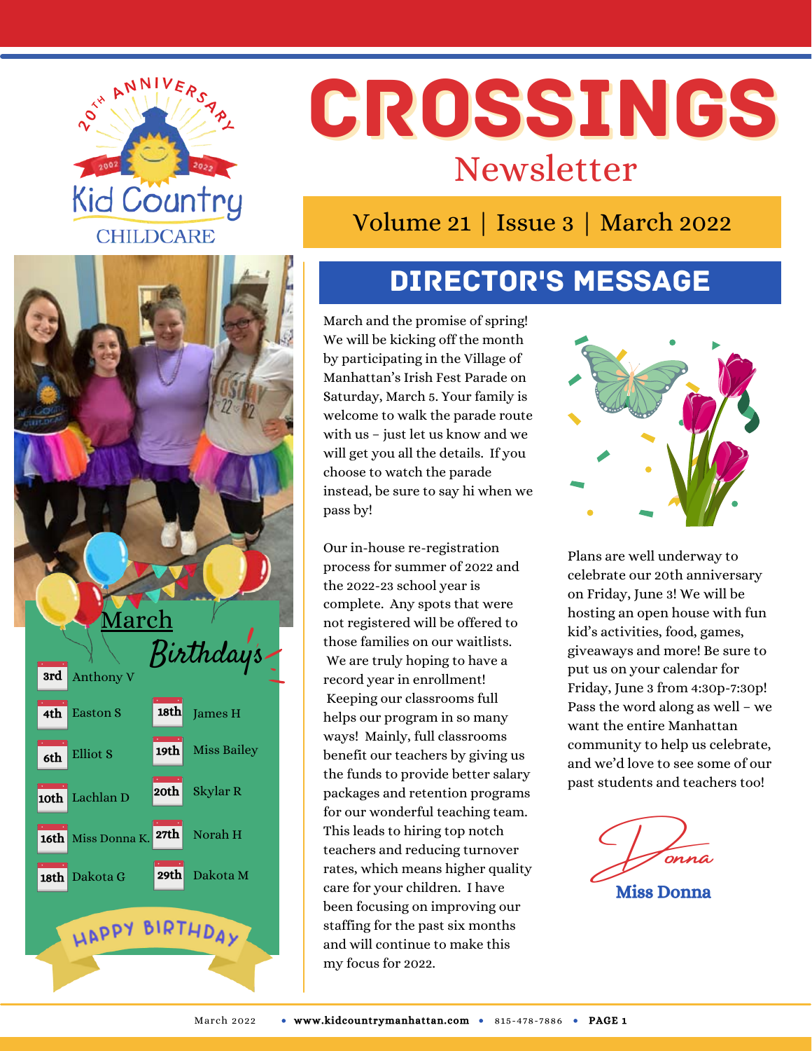20TH ANNIVERSARY 2002 2022 Kid Country CHILDCARE

# CROSSINGS

## Newsletter

Volume 21 | Issue 3 | March 2022

## March Birthdays

| Date | Name |
|---|---|
| 3rd | Anthony V |
| 4th | Easton S |
| 6th | Elliot S |
| 10th | Lachlan D |
| 16th | Miss Donna K. |
| 18th | Dakota G |
| 18th | James H |
| 19th | Miss Bailey |
| 20th | Skylar R |
| 27th | Norah H |
| 29th | Dakota M |

HAPPY BIRTHDAY

## DIRECTOR'S MESSAGE

March and the promise of spring! We will be kicking off the month by participating in the Village of Manhattan's Irish Fest Parade on Saturday, March 5. Your family is welcome to walk the parade route with us – just let us know and we will get you all the details. If you choose to watch the parade instead, be sure to say hi when we pass by!

Our in-house re-registration process for summer of 2022 and the 2022-23 school year is complete. Any spots that were not registered will be offered to those families on our waitlists. We are truly hoping to have a record year in enrollment! Keeping our classrooms full helps our program in so many ways! Mainly, full classrooms benefit our teachers by giving us the funds to provide better salary packages and retention programs for our wonderful teaching team. This leads to hiring top notch teachers and reducing turnover rates, which means higher quality care for your children. I have been focusing on improving our staffing for the past six months and will continue to make this my focus for 2022.

Plans are well underway to celebrate our 20th anniversary on Friday, June 3! We will be hosting an open house with fun kid's activities, food, games, giveaways and more! Be sure to put us on your calendar for Friday, June 3 from 4:30p-7:30p! Pass the word along as well – we want the entire Manhattan community to help us celebrate, and we'd love to see some of our past students and teachers too!

Donna

**Miss Donna**

March 2022 • www.kidcountrymanhattan.com • 815-478-7886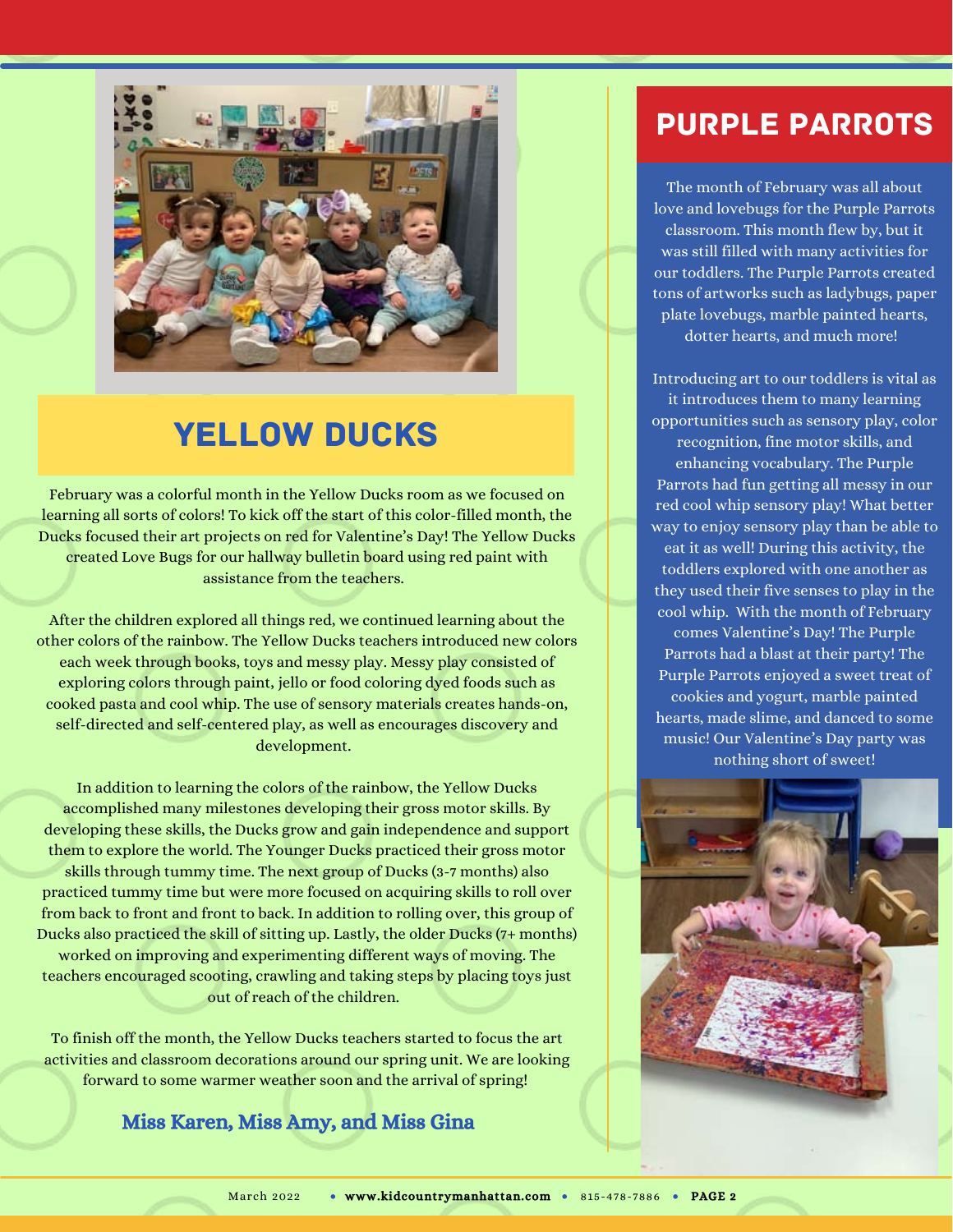## YELLOW DUCKS

February was a colorful month in the Yellow Ducks room as we focused on learning all sorts of colors! To kick off the start of this color-filled month, the Ducks focused their art projects on red for Valentine's Day! The Yellow Ducks created Love Bugs for our hallway bulletin board using red paint with assistance from the teachers.

After the children explored all things red, we continued learning about the other colors of the rainbow. The Yellow Ducks teachers introduced new colors each week through books, toys and messy play. Messy play consisted of exploring colors through paint, jello or food coloring dyed foods such as cooked pasta and cool whip. The use of sensory materials creates hands-on, self-directed and self-centered play, as well as encourages discovery and development.

In addition to learning the colors of the rainbow, the Yellow Ducks accomplished many milestones developing their gross motor skills. By developing these skills, the Ducks grow and gain independence and support them to explore the world. The Younger Ducks practiced their gross motor skills through tummy time. The next group of Ducks (3-7 months) also practiced tummy time but were more focused on acquiring skills to roll over from back to front and front to back. In addition to rolling over, this group of Ducks also practiced the skill of sitting up. Lastly, the older Ducks (7+ months) worked on improving and experimenting different ways of moving. The teachers encouraged scooting, crawling and taking steps by placing toys just out of reach of the children.

To finish off the month, the Yellow Ducks teachers started to focus the art activities and classroom decorations around our spring unit. We are looking forward to some warmer weather soon and the arrival of spring!

**Miss Karen, Miss Amy, and Miss Gina**

## PURPLE PARROTS

The month of February was all about love and lovebugs for the Purple Parrots classroom. This month flew by, but it was still filled with many activities for our toddlers. The Purple Parrots created tons of artworks such as ladybugs, paper plate lovebugs, marble painted hearts, dotter hearts, and much more!

Introducing art to our toddlers is vital as it introduces them to many learning opportunities such as sensory play, color recognition, fine motor skills, and enhancing vocabulary. The Purple Parrots had fun getting all messy in our red cool whip sensory play! What better way to enjoy sensory play than be able to eat it as well! During this activity, the toddlers explored with one another as they used their five senses to play in the cool whip. With the month of February comes Valentine's Day! The Purple Parrots had a blast at their party! The Purple Parrots enjoyed a sweet treat of cookies and yogurt, marble painted hearts, made slime, and danced to some music! Our Valentine's Day party was nothing short of sweet!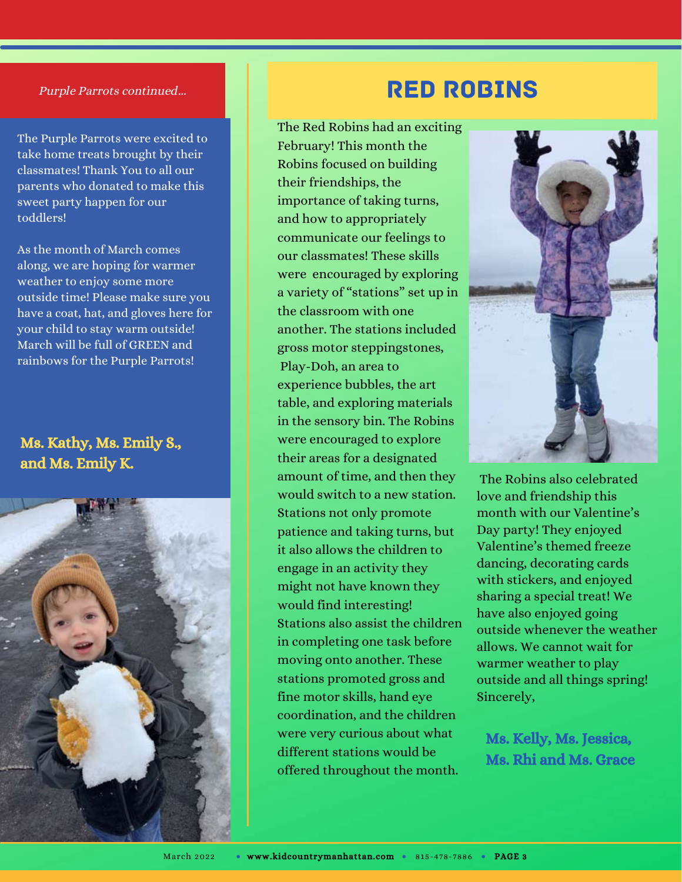*Purple Parrots continued...*

The Purple Parrots were excited to take home treats brought by their classmates! Thank You to all our parents who donated to make this sweet party happen for our toddlers!

As the month of March comes along, we are hoping for warmer weather to enjoy some more outside time! Please make sure you have a coat, hat, and gloves here for your child to stay warm outside! March will be full of GREEN and rainbows for the Purple Parrots!

**Ms. Kathy, Ms. Emily S., and Ms. Emily K.**

## RED ROBINS

The Red Robins had an exciting February! This month the Robins focused on building their friendships, the importance of taking turns, and how to appropriately communicate our feelings to our classmates! These skills were encouraged by exploring a variety of "stations" set up in the classroom with one another. The stations included gross motor steppingstones, Play-Doh, an area to experience bubbles, the art table, and exploring materials in the sensory bin. The Robins were encouraged to explore their areas for a designated amount of time, and then they would switch to a new station. Stations not only promote patience and taking turns, but it also allows the children to engage in an activity they might not have known they would find interesting! Stations also assist the children in completing one task before moving onto another. These stations promoted gross and fine motor skills, hand eye coordination, and the children were very curious about what different stations would be offered throughout the month.

The Robins also celebrated love and friendship this month with our Valentine's Day party! They enjoyed Valentine's themed freeze dancing, decorating cards with stickers, and enjoyed sharing a special treat! We have also enjoyed going outside whenever the weather allows. We cannot wait for warmer weather to play outside and all things spring!

Sincerely,

**Ms. Kelly, Ms. Jessica, Ms. Rhi and Ms. Grace**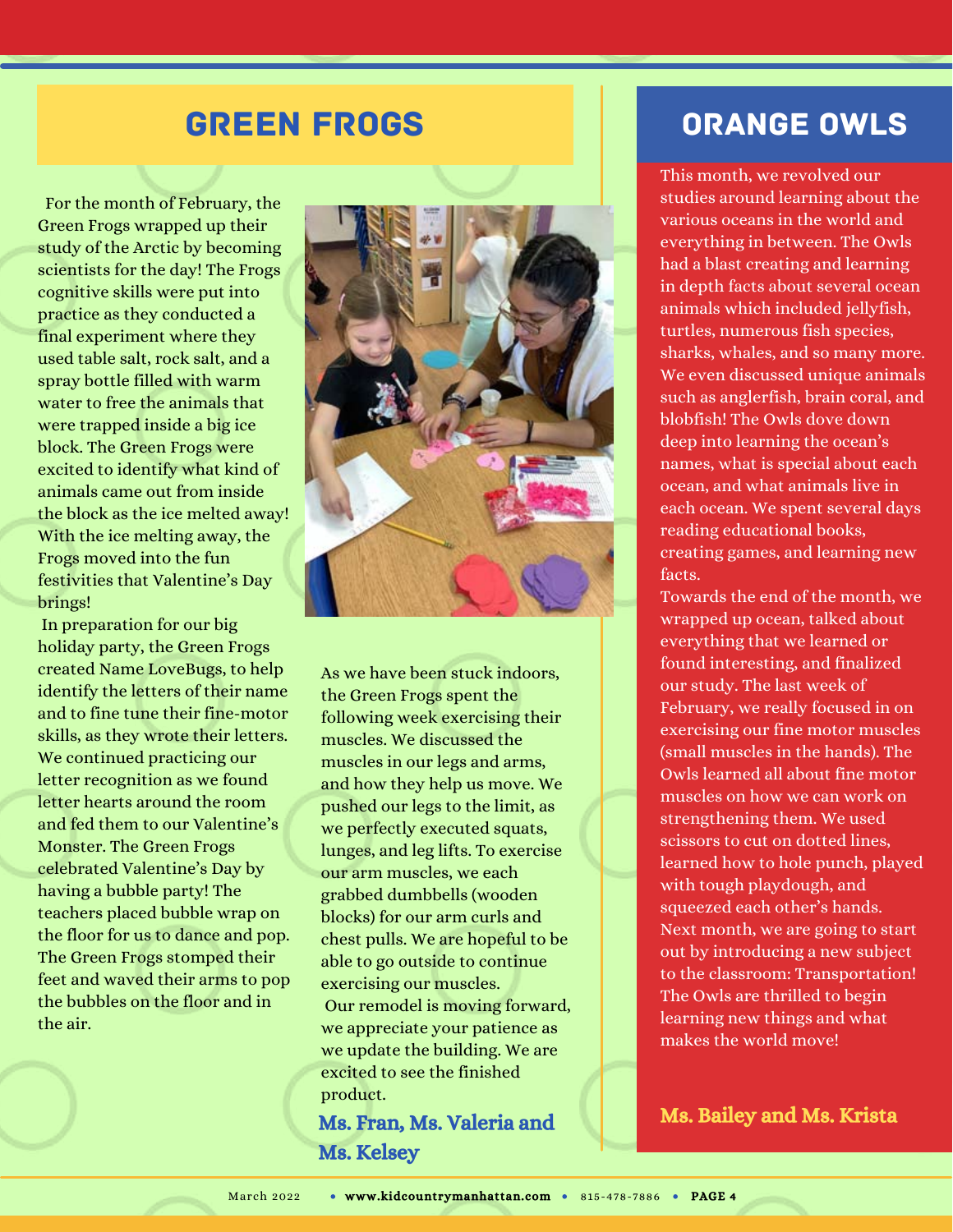## GREEN FROGS

For the month of February, the Green Frogs wrapped up their study of the Arctic by becoming scientists for the day! The Frogs cognitive skills were put into practice as they conducted a final experiment where they used table salt, rock salt, and a spray bottle filled with warm water to free the animals that were trapped inside a big ice block. The Green Frogs were excited to identify what kind of animals came out from inside the block as the ice melted away! With the ice melting away, the Frogs moved into the fun festivities that Valentine's Day brings!

In preparation for our big holiday party, the Green Frogs created Name LoveBugs, to help identify the letters of their name and to fine tune their fine-motor skills, as they wrote their letters. We continued practicing our letter recognition as we found letter hearts around the room and fed them to our Valentine's Monster. The Green Frogs celebrated Valentine's Day by having a bubble party! The teachers placed bubble wrap on the floor for us to dance and pop. The Green Frogs stomped their feet and waved their arms to pop the bubbles on the floor and in the air.

As we have been stuck indoors, the Green Frogs spent the following week exercising their muscles. We discussed the muscles in our legs and arms, and how they help us move. We pushed our legs to the limit, as we perfectly executed squats, lunges, and leg lifts. To exercise our arm muscles, we each grabbed dumbbells (wooden blocks) for our arm curls and chest pulls. We are hopeful to be able to go outside to continue exercising our muscles.

Our remodel is moving forward, we appreciate your patience as we update the building. We are excited to see the finished product.

**Ms. Fran, Ms. Valeria and Ms. Kelsey**

## ORANGE OWLS

This month, we revolved our studies around learning about the various oceans in the world and everything in between. The Owls had a blast creating and learning in depth facts about several ocean animals which included jellyfish, turtles, numerous fish species, sharks, whales, and so many more. We even discussed unique animals such as anglerfish, brain coral, and blobfish! The Owls dove down deep into learning the ocean's names, what is special about each ocean, and what animals live in each ocean. We spent several days reading educational books, creating games, and learning new facts.

Towards the end of the month, we wrapped up ocean, talked about everything that we learned or found interesting, and finalized our study. The last week of February, we really focused in on exercising our fine motor muscles (small muscles in the hands). The Owls learned all about fine motor muscles on how we can work on strengthening them. We used scissors to cut on dotted lines, learned how to hole punch, played with tough playdough, and squeezed each other's hands. Next month, we are going to start out by introducing a new subject to the classroom: Transportation! The Owls are thrilled to begin learning new things and what makes the world move!

**Ms. Bailey and Ms. Krista**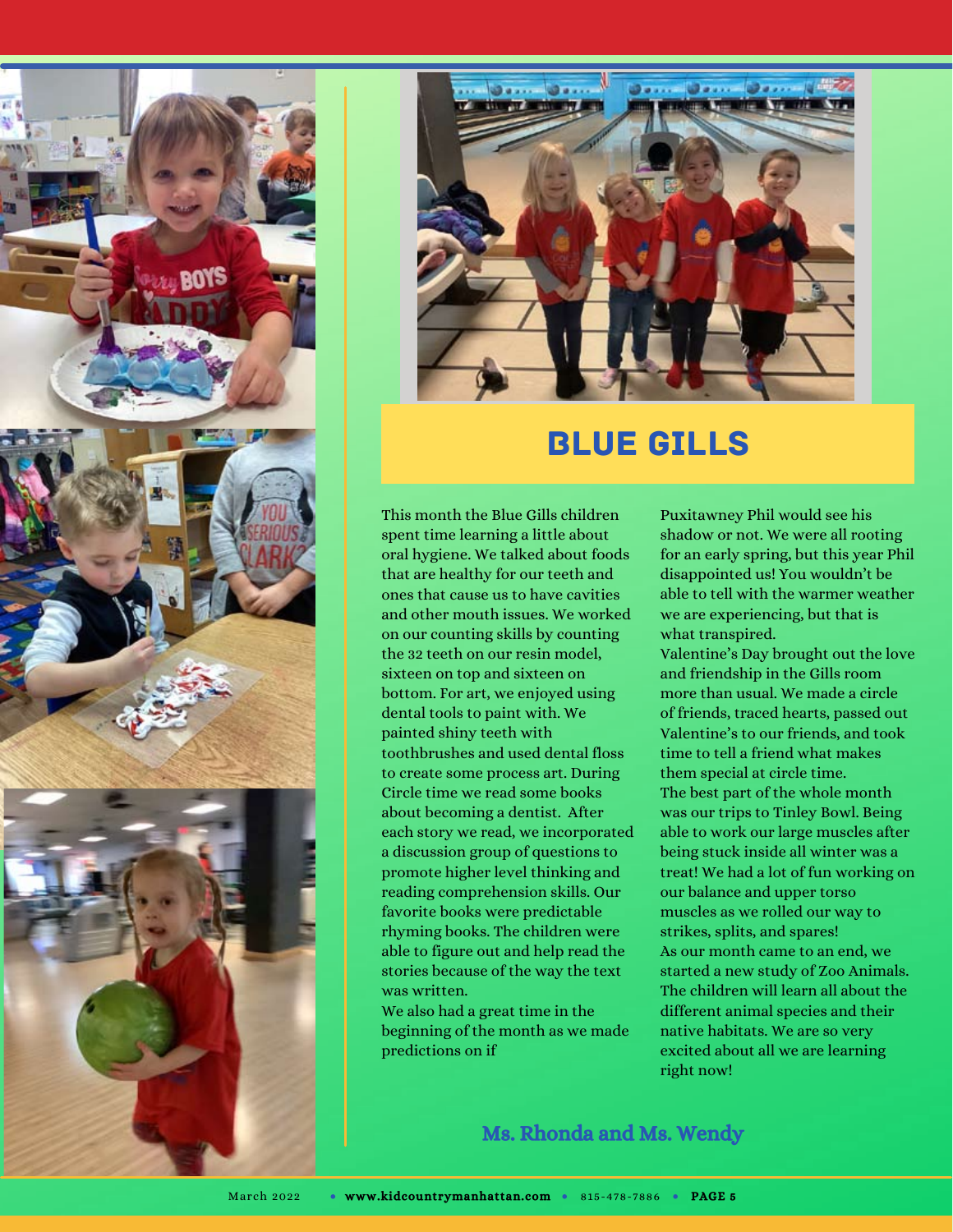# BLUE GILLS

This month the Blue Gills children spent time learning a little about oral hygiene. We talked about foods that are healthy for our teeth and ones that cause us to have cavities and other mouth issues. We worked on our counting skills by counting the 32 teeth on our resin model, sixteen on top and sixteen on bottom. For art, we enjoyed using dental tools to paint with. We painted shiny teeth with toothbrushes and used dental floss to create some process art. During Circle time we read some books about becoming a dentist. After each story we read, we incorporated a discussion group of questions to promote higher level thinking and reading comprehension skills. Our favorite books were predictable rhyming books. The children were able to figure out and help read the stories because of the way the text was written.

We also had a great time in the beginning of the month as we made predictions on if Puxitawney Phil would see his shadow or not. We were all rooting for an early spring, but this year Phil disappointed us! You wouldn't be able to tell with the warmer weather we are experiencing, but that is what transpired.

Valentine's Day brought out the love and friendship in the Gills room more than usual. We made a circle of friends, traced hearts, passed out Valentine's to our friends, and took time to tell a friend what makes them special at circle time.

The best part of the whole month was our trips to Tinley Bowl. Being able to work our large muscles after being stuck inside all winter was a treat! We had a lot of fun working on our balance and upper torso muscles as we rolled our way to strikes, splits, and spares!

As our month came to an end, we started a new study of Zoo Animals. The children will learn all about the different animal species and their native habitats. We are so very excited about all we are learning right now!

**Ms. Rhonda and Ms. Wendy**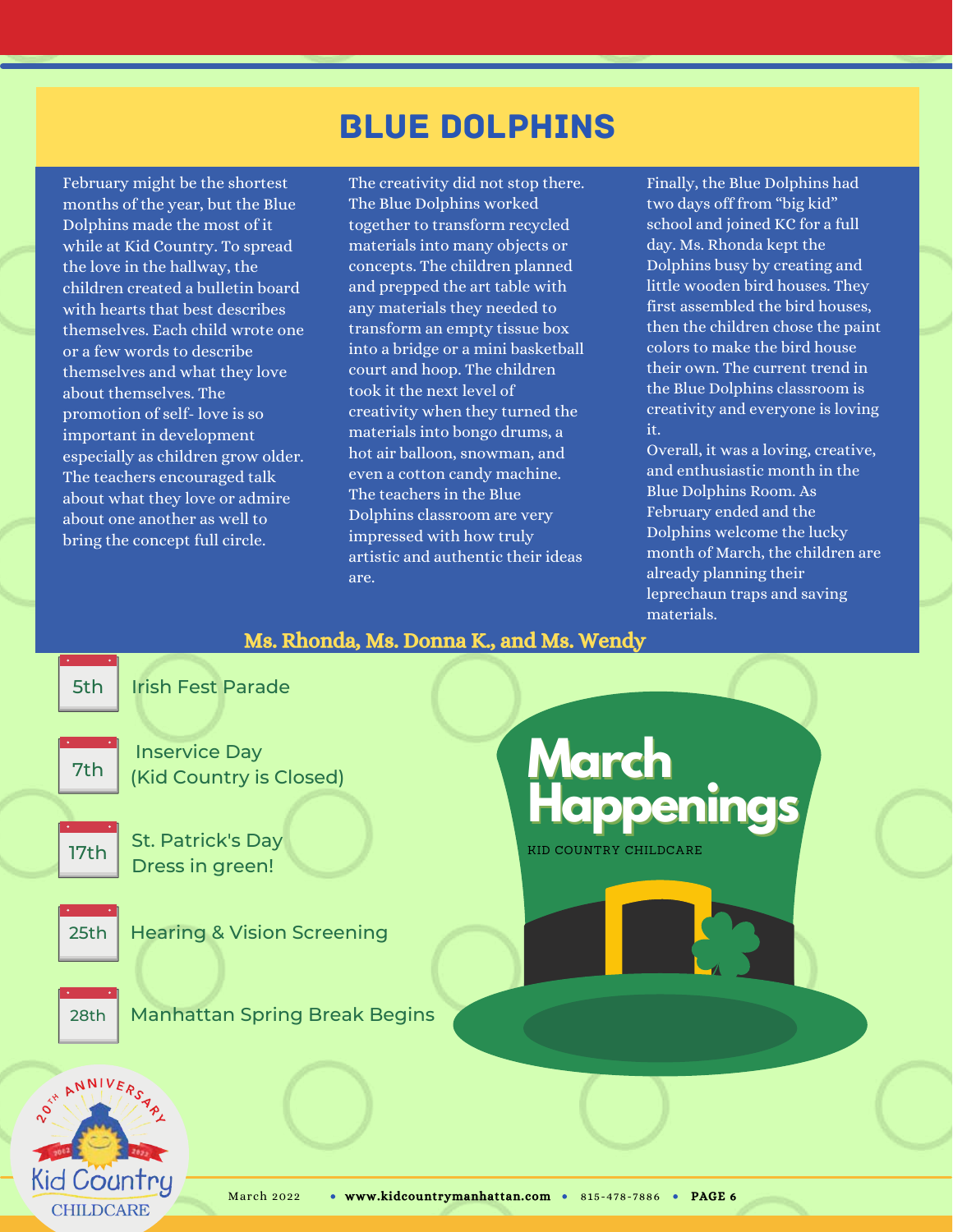# BLUE DOLPHINS

February might be the shortest months of the year, but the Blue Dolphins made the most of it while at Kid Country. To spread the love in the hallway, the children created a bulletin board with hearts that best describes themselves. Each child wrote one or a few words to describe themselves and what they love about themselves. The promotion of self- love is so important in development especially as children grow older. The teachers encouraged talk about what they love or admire about one another as well to bring the concept full circle.

The creativity did not stop there. The Blue Dolphins worked together to transform recycled materials into many objects or concepts. The children planned and prepped the art table with any materials they needed to transform an empty tissue box into a bridge or a mini basketball court and hoop. The children took it the next level of creativity when they turned the materials into bongo drums, a hot air balloon, snowman, and even a cotton candy machine. The teachers in the Blue Dolphins classroom are very impressed with how truly artistic and authentic their ideas are.

Finally, the Blue Dolphins had two days off from "big kid" school and joined KC for a full day. Ms. Rhonda kept the Dolphins busy by creating and little wooden bird houses. They first assembled the bird houses, then the children chose the paint colors to make the bird house their own. The current trend in the Blue Dolphins classroom is creativity and everyone is loving it.

Overall, it was a loving, creative, and enthusiastic month in the Blue Dolphins Room. As February ended and the Dolphins welcome the lucky month of March, the children are already planning their leprechaun traps and saving materials.

**Ms. Rhonda, Ms. Donna K., and Ms. Wendy**

## March Happenings

KID COUNTRY CHILDCARE

- **5th** – Irish Fest Parade
- **7th** – Inservice Day (Kid Country is Closed)
- **17th** – St. Patrick's Day Dress in green!
- **25th** – Hearing & Vision Screening
- **28th** – Manhattan Spring Break Begins

20TH ANNIVERSARY Kid Country CHILDCARE 2002 2022

March 2022 • www.kidcountrymanhattan.com • 815-478-7886